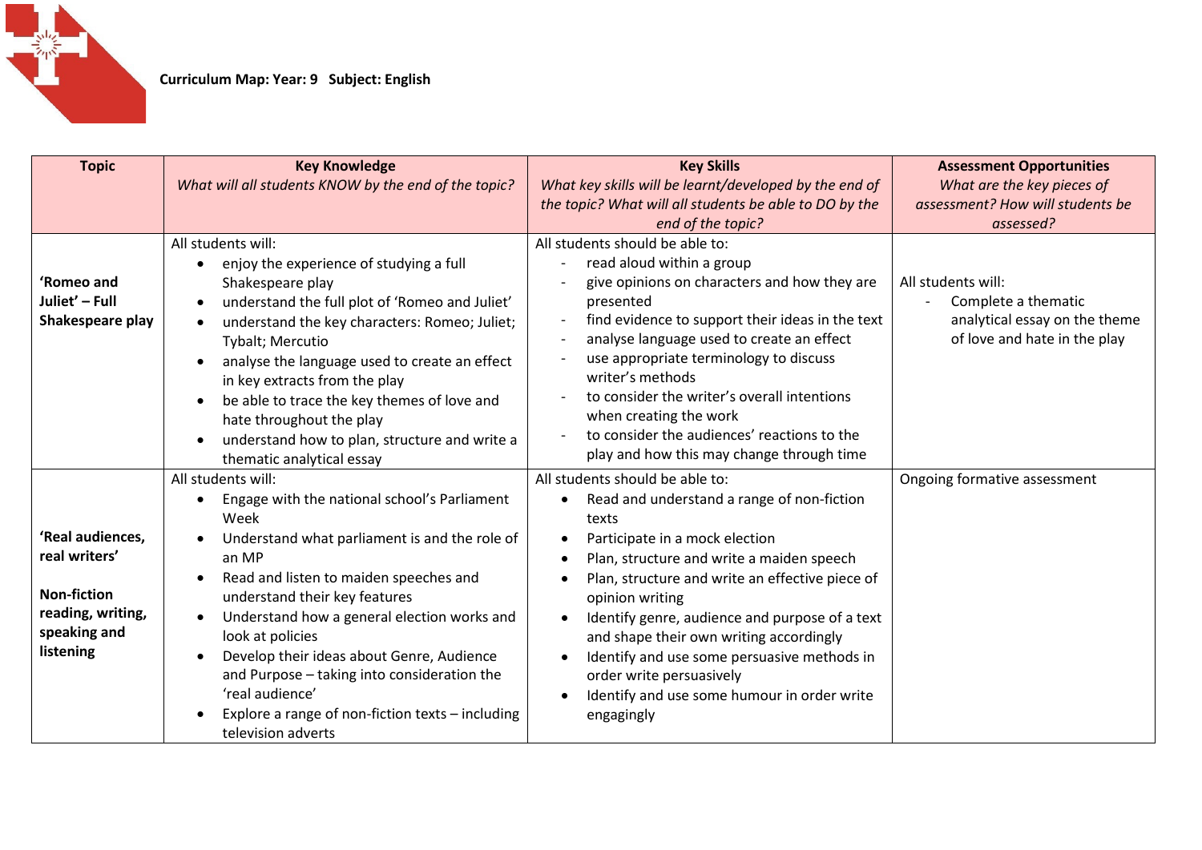**Curriculum Map: Year: 9 Subject: English**

| Topic | Key Knowledge<br>*What will all students KNOW by the end of the topic?* | Key Skills<br>*What key skills will be learnt/developed by the end of the topic? What will all students be able to DO by the end of the topic?* | Assessment Opportunities<br>*What are the key pieces of assessment? How will students be assessed?* |
|---|---|---|---|
| **'Romeo and Juliet' – Full Shakespeare play** | All students will:<br>• enjoy the experience of studying a full Shakespeare play<br>• understand the full plot of 'Romeo and Juliet'<br>• understand the key characters: Romeo; Juliet; Tybalt; Mercutio<br>• analyse the language used to create an effect in key extracts from the play<br>• be able to trace the key themes of love and hate throughout the play<br>• understand how to plan, structure and write a thematic analytical essay | All students should be able to:<br>- read aloud within a group<br>- give opinions on characters and how they are presented<br>- find evidence to support their ideas in the text<br>- analyse language used to create an effect<br>- use appropriate terminology to discuss writer's methods<br>- to consider the writer's overall intentions when creating the work<br>- to consider the audiences' reactions to the play and how this may change through time | All students will:<br>- Complete a thematic analytical essay on the theme of love and hate in the play |
| **'Real audiences, real writers'**<br><br>**Non-fiction reading, writing, speaking and listening** | All students will:<br>• Engage with the national school's Parliament Week<br>• Understand what parliament is and the role of an MP<br>• Read and listen to maiden speeches and understand their key features<br>• Understand how a general election works and look at policies<br>• Develop their ideas about Genre, Audience and Purpose – taking into consideration the 'real audience'<br>• Explore a range of non-fiction texts – including television adverts | All students should be able to:<br>• Read and understand a range of non-fiction texts<br>• Participate in a mock election<br>• Plan, structure and write a maiden speech<br>• Plan, structure and write an effective piece of opinion writing<br>• Identify genre, audience and purpose of a text and shape their own writing accordingly<br>• Identify and use some persuasive methods in order write persuasively<br>• Identify and use some humour in order write engagingly | Ongoing formative assessment |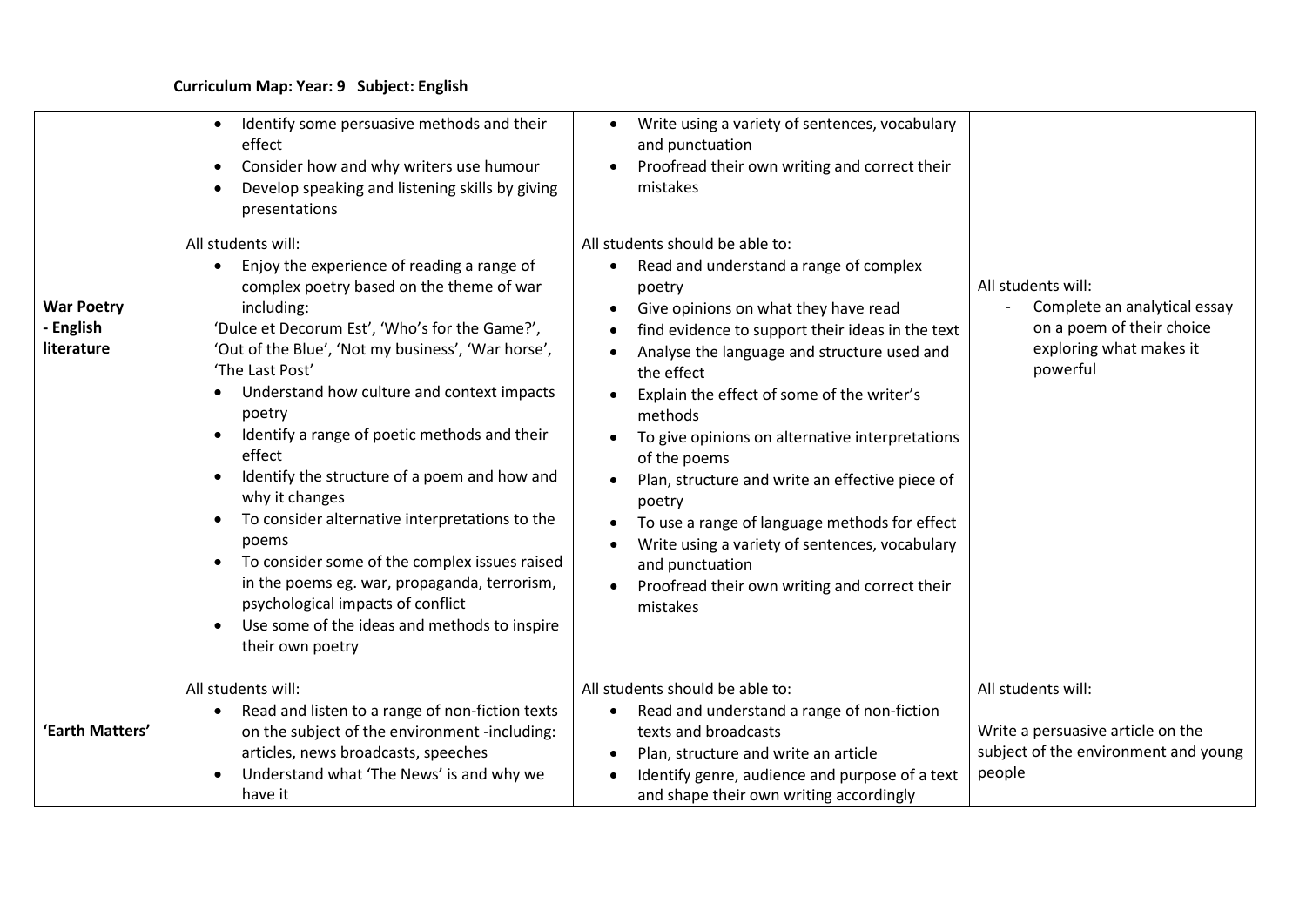**Curriculum Map: Year: 9 Subject: English**

| | | | |
|---|---|---|---|
| | • Identify some persuasive methods and their effect<br>• Consider how and why writers use humour<br>• Develop speaking and listening skills by giving presentations | • Write using a variety of sentences, vocabulary and punctuation<br>• Proofread their own writing and correct their mistakes | |
| **War Poetry - English literature** | All students will:<br>• Enjoy the experience of reading a range of complex poetry based on the theme of war including:<br>'Dulce et Decorum Est', 'Who's for the Game?', 'Out of the Blue', 'Not my business', 'War horse', 'The Last Post'<br>• Understand how culture and context impacts poetry<br>• Identify a range of poetic methods and their effect<br>• Identify the structure of a poem and how and why it changes<br>• To consider alternative interpretations to the poems<br>• To consider some of the complex issues raised in the poems eg. war, propaganda, terrorism, psychological impacts of conflict<br>• Use some of the ideas and methods to inspire their own poetry | All students should be able to:<br>• Read and understand a range of complex poetry<br>• Give opinions on what they have read<br>• find evidence to support their ideas in the text<br>• Analyse the language and structure used and the effect<br>• Explain the effect of some of the writer's methods<br>• To give opinions on alternative interpretations of the poems<br>• Plan, structure and write an effective piece of poetry<br>• To use a range of language methods for effect<br>• Write using a variety of sentences, vocabulary and punctuation<br>• Proofread their own writing and correct their mistakes | All students will:<br>- Complete an analytical essay on a poem of their choice exploring what makes it powerful |
| **'Earth Matters'** | All students will:<br>• Read and listen to a range of non-fiction texts on the subject of the environment -including: articles, news broadcasts, speeches<br>• Understand what 'The News' is and why we have it | All students should be able to:<br>• Read and understand a range of non-fiction texts and broadcasts<br>• Plan, structure and write an article<br>• Identify genre, audience and purpose of a text and shape their own writing accordingly | All students will:<br><br>Write a persuasive article on the subject of the environment and young people |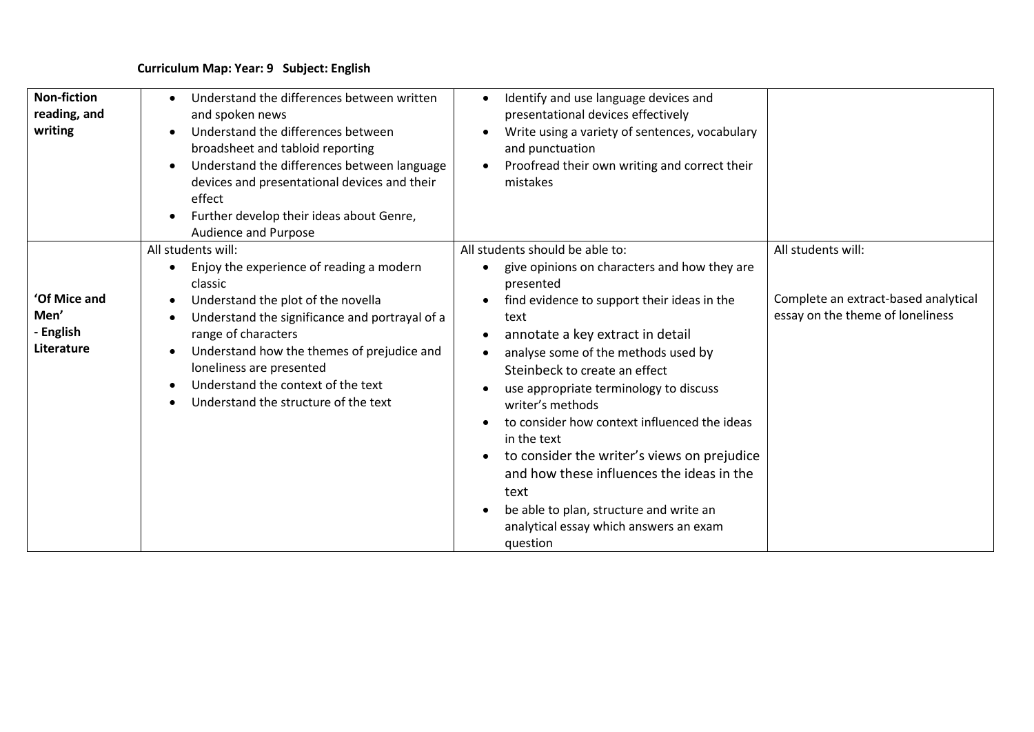**Curriculum Map: Year: 9 Subject: English**

| | | | |
|---|---|---|---|
| **Non-fiction reading, and writing** | • Understand the differences between written and spoken news<br>• Understand the differences between broadsheet and tabloid reporting<br>• Understand the differences between language devices and presentational devices and their effect<br>• Further develop their ideas about Genre, Audience and Purpose | • Identify and use language devices and presentational devices effectively<br>• Write using a variety of sentences, vocabulary and punctuation<br>• Proofread their own writing and correct their mistakes | |
| **'Of Mice and Men' - English Literature** | All students will:<br>• Enjoy the experience of reading a modern classic<br>• Understand the plot of the novella<br>• Understand the significance and portrayal of a range of characters<br>• Understand how the themes of prejudice and loneliness are presented<br>• Understand the context of the text<br>• Understand the structure of the text | All students should be able to:<br>• give opinions on characters and how they are presented<br>• find evidence to support their ideas in the text<br>• annotate a key extract in detail<br>• analyse some of the methods used by Steinbeck to create an effect<br>• use appropriate terminology to discuss writer's methods<br>• to consider how context influenced the ideas in the text<br>• to consider the writer's views on prejudice and how these influences the ideas in the text<br>• be able to plan, structure and write an analytical essay which answers an exam question | All students will:<br><br>Complete an extract-based analytical essay on the theme of loneliness |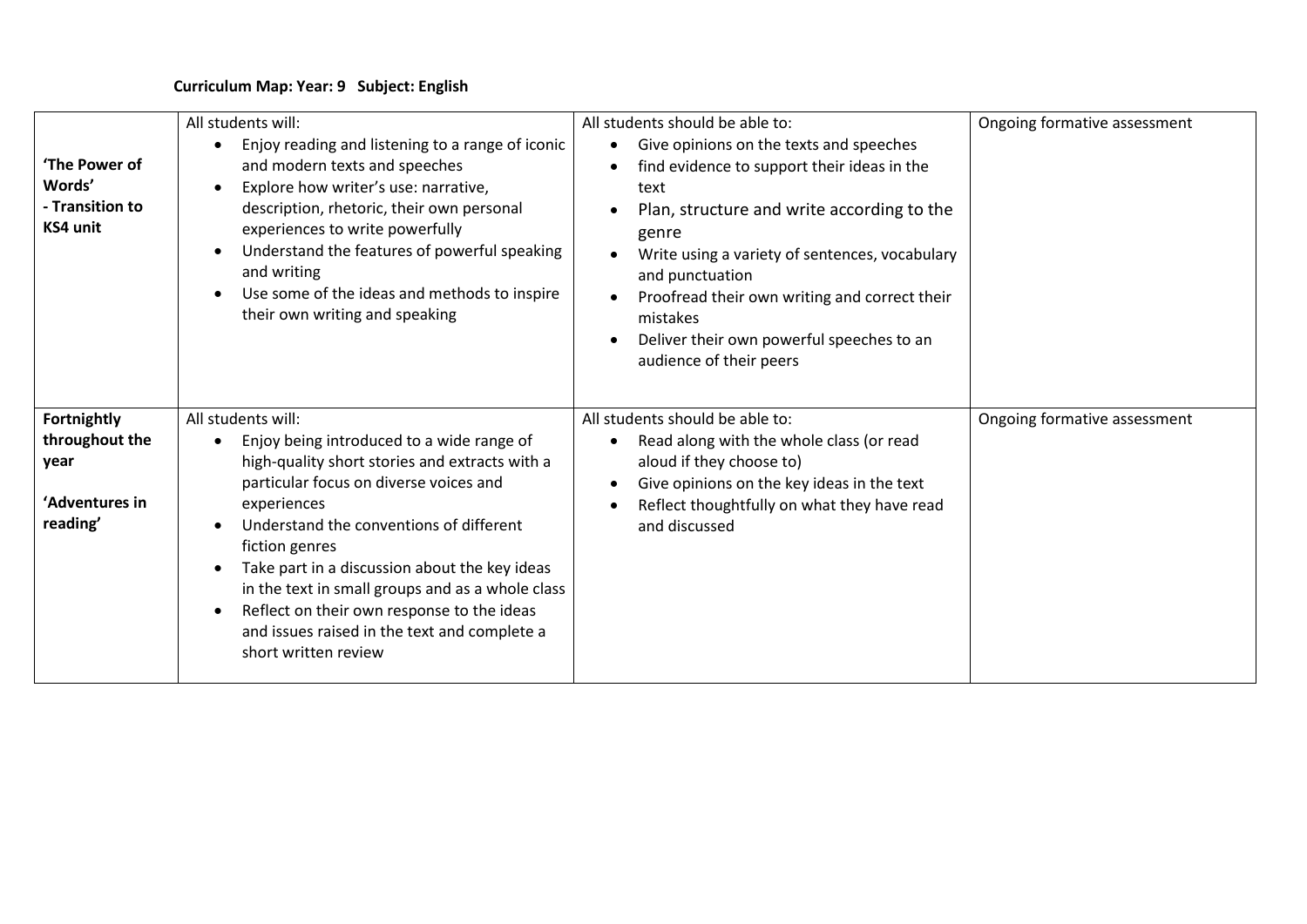**Curriculum Map: Year: 9 Subject: English**

| | | | |
|---|---|---|---|
| **'The Power of Words' - Transition to KS4 unit** | All students will:<br>• Enjoy reading and listening to a range of iconic and modern texts and speeches<br>• Explore how writer's use: narrative, description, rhetoric, their own personal experiences to write powerfully<br>• Understand the features of powerful speaking and writing<br>• Use some of the ideas and methods to inspire their own writing and speaking | All students should be able to:<br>• Give opinions on the texts and speeches<br>• find evidence to support their ideas in the text<br>• Plan, structure and write according to the genre<br>• Write using a variety of sentences, vocabulary and punctuation<br>• Proofread their own writing and correct their mistakes<br>• Deliver their own powerful speeches to an audience of their peers | Ongoing formative assessment |
| **Fortnightly throughout the year**<br><br>**'Adventures in reading'** | All students will:<br>• Enjoy being introduced to a wide range of high-quality short stories and extracts with a particular focus on diverse voices and experiences<br>• Understand the conventions of different fiction genres<br>• Take part in a discussion about the key ideas in the text in small groups and as a whole class<br>• Reflect on their own response to the ideas and issues raised in the text and complete a short written review | All students should be able to:<br>• Read along with the whole class (or read aloud if they choose to)<br>• Give opinions on the key ideas in the text<br>• Reflect thoughtfully on what they have read and discussed | Ongoing formative assessment |